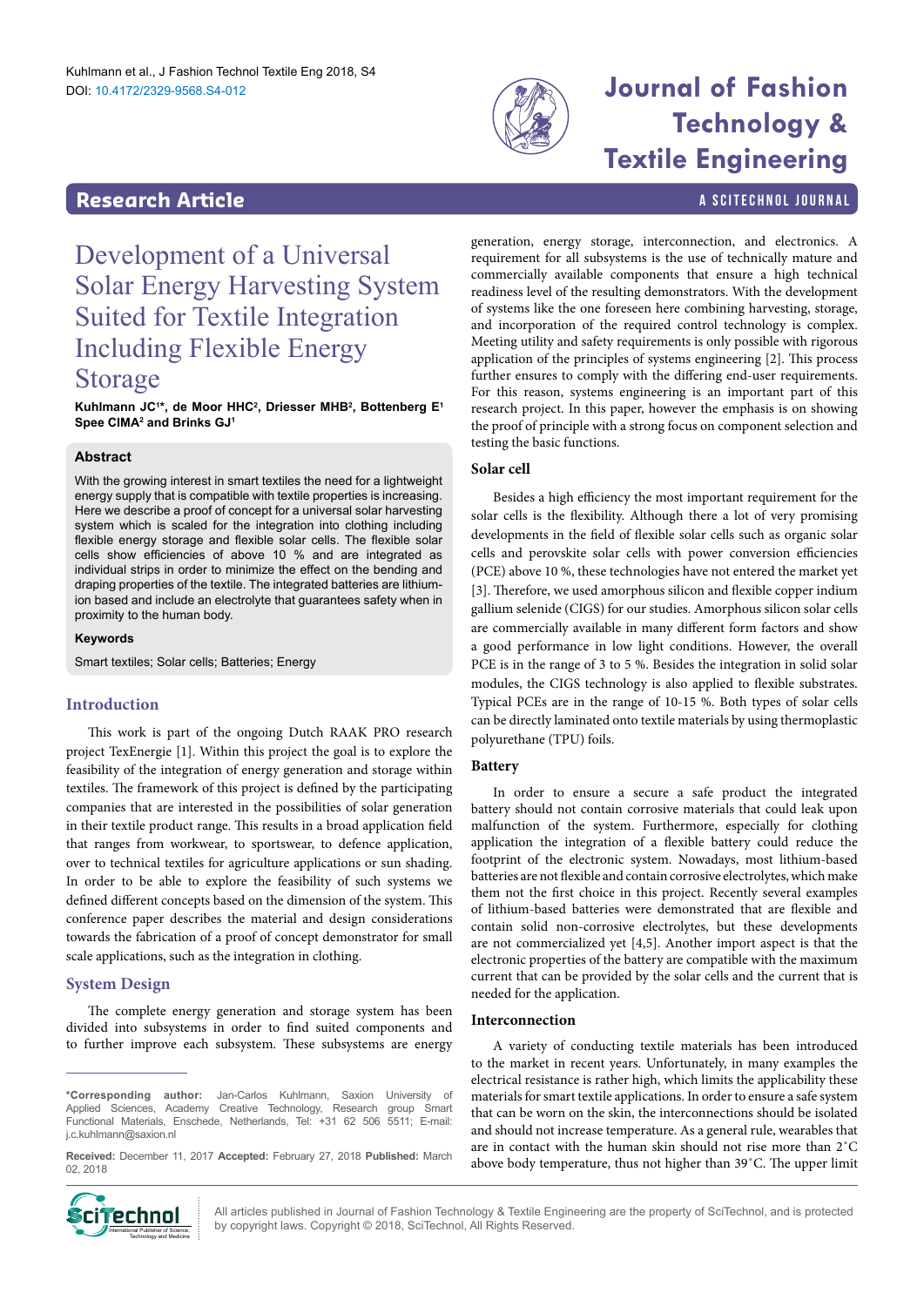# Development of a Universal Solar Energy Harvesting System Suited for Textile Integration Including Flexible Energy Storage

**Kuhlmann JC[1]*, de Moor HHC[2], Driesser MHB[2], Bottenberg E[1] Spee CIMA[2] and Brinks GJ[1]**

## Abstract

With the growing interest in smart textiles the need for a lightweight energy supply that is compatible with textile properties is increasing. Here we describe a proof of concept for a universal solar harvesting system which is scaled for the integration into clothing including flexible energy storage and flexible solar cells. The flexible solar cells show efficiencies of above 10 % and are integrated as individual strips in order to minimize the effect on the bending and draping properties of the textile. The integrated batteries are lithium-ion based and include an electrolyte that guarantees safety when in proximity to the human body.

### Keywords

Smart textiles; Solar cells; Batteries; Energy

## Introduction

This work is part of the ongoing Dutch RAAK PRO research project TexEnergie [1]. Within this project the goal is to explore the feasibility of the integration of energy generation and storage within textiles. The framework of this project is defined by the participating companies that are interested in the possibilities of solar generation in their textile product range. This results in a broad application field that ranges from workwear, to sportswear, to defence application, over to technical textiles for agriculture applications or sun shading. In order to be able to explore the feasibility of such systems we defined different concepts based on the dimension of the system. This conference paper describes the material and design considerations towards the fabrication of a proof of concept demonstrator for small scale applications, such as the integration in clothing.

## System Design

The complete energy generation and storage system has been divided into subsystems in order to find suited components and to further improve each subsystem. These subsystems are energy generation, energy storage, interconnection, and electronics. A requirement for all subsystems is the use of technically mature and commercially available components that ensure a high technical readiness level of the resulting demonstrators. With the development of systems like the one foreseen here combining harvesting, storage, and incorporation of the required control technology is complex. Meeting utility and safety requirements is only possible with rigorous application of the principles of systems engineering [2]. This process further ensures to comply with the differing end-user requirements. For this reason, systems engineering is an important part of this research project. In this paper, however the emphasis is on showing the proof of principle with a strong focus on component selection and testing the basic functions.

### Solar cell

Besides a high efficiency the most important requirement for the solar cells is the flexibility. Although there a lot of very promising developments in the field of flexible solar cells such as organic solar cells and perovskite solar cells with power conversion efficiencies (PCE) above 10 %, these technologies have not entered the market yet [3]. Therefore, we used amorphous silicon and flexible copper indium gallium selenide (CIGS) for our studies. Amorphous silicon solar cells are commercially available in many different form factors and show a good performance in low light conditions. However, the overall PCE is in the range of 3 to 5 %. Besides the integration in solid solar modules, the CIGS technology is also applied to flexible substrates. Typical PCEs are in the range of 10-15 %. Both types of solar cells can be directly laminated onto textile materials by using thermoplastic polyurethane (TPU) foils.

### Battery

In order to ensure a secure a safe product the integrated battery should not contain corrosive materials that could leak upon malfunction of the system. Furthermore, especially for clothing application the integration of a flexible battery could reduce the footprint of the electronic system. Nowadays, most lithium-based batteries are not flexible and contain corrosive electrolytes, which make them not the first choice in this project. Recently several examples of lithium-based batteries were demonstrated that are flexible and contain solid non-corrosive electrolytes, but these developments are not commercialized yet [4,5]. Another import aspect is that the electronic properties of the battery are compatible with the maximum current that can be provided by the solar cells and the current that is needed for the application.

### Interconnection

A variety of conducting textile materials has been introduced to the market in recent years. Unfortunately, in many examples the electrical resistance is rather high, which limits the applicability these materials for smart textile applications. In order to ensure a safe system that can be worn on the skin, the interconnections should be isolated and should not increase temperature. As a general rule, wearables that are in contact with the human skin should not rise more than 2˚C above body temperature, thus not higher than 39˚C. The upper limit

---

***Corresponding author:** Jan-Carlos Kuhlmann, Saxion University of Applied Sciences, Academy Creative Technology, Research group Smart Functional Materials, Enschede, Netherlands, Tel: +31 62 506 5511; E-mail: j.c.kuhlmann@saxion.nl

**Received:** December 11, 2017 **Accepted:** February 27, 2018 **Published:** March 02, 2018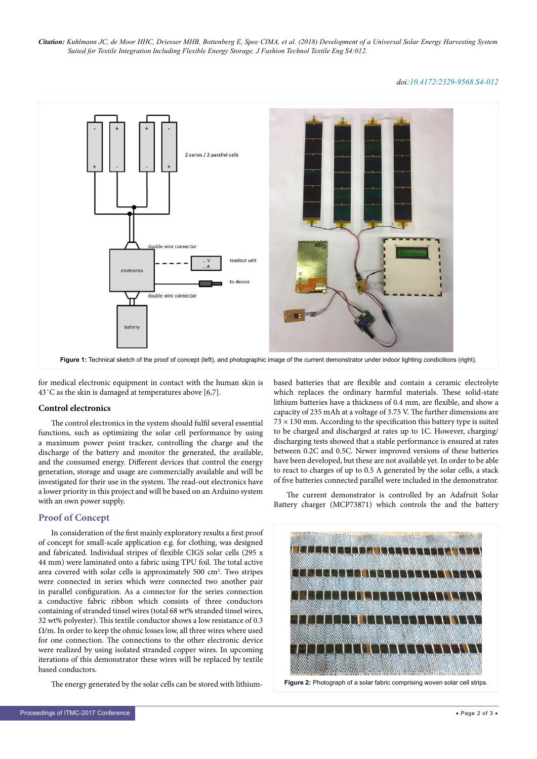Figure 1: Technical sketch of the proof of concept (left), and photographic image of the current demonstrator under indoor lighting condicitions (right).

for medical electronic equipment in contact with the human skin is 43˚C as the skin is damaged at temperatures above [6,7].

### Control electronics

The control electronics in the system should fulfil several essential functions, such as optimizing the solar cell performance by using a maximum power point tracker, controlling the charge and the discharge of the battery and monitor the generated, the available, and the consumed energy. Different devices that control the energy generation, storage and usage are commercially available and will be investigated for their use in the system. The read-out electronics have a lower priority in this project and will be based on an Arduino system with an own power supply.

## Proof of Concept

In consideration of the first mainly exploratory results a first proof of concept for small-scale application e.g. for clothing, was designed and fabricated. Individual stripes of flexible CIGS solar cells (295 x 44 mm) were laminated onto a fabric using TPU foil. The total active area covered with solar cells is approximately 500 cm². Two stripes were connected in series which were connected two another pair in parallel configuration. As a connector for the series connection a conductive fabric ribbon which consists of three conductors containing of stranded tinsel wires (total 68 wt% stranded tinsel wires, 32 wt% polyester). This textile conductor shows a low resistance of 0.3 Ω/m. In order to keep the ohmic losses low, all three wires where used for the one connection. The connections to the other electronic device were realized by using isolated stranded copper wires. In upcoming iterations of this demonstrator these wires will be replaced by textile based conductors.

The energy generated by the solar cells can be stored with lithium-based batteries that are flexible and contain a ceramic electrolyte which replaces the ordinary harmful materials. These solid-state lithium batteries have a thickness of 0.4 mm, are flexible, and show a capacity of 235 mAh at a voltage of 3.75 V. The further dimensions are 73 × 130 mm. According to the specification this battery type is suited to be charged and discharged at rates up to 1C. However, charging/discharging tests showed that a stable performance is ensured at rates between 0.2C and 0.5C. Newer improved versions of these batteries have been developed, but these are not available yet. In order to be able to react to charges of up to 0.5 A generated by the solar cells, a stack of five batteries connected parallel were included in the demonstrator.

The current demonstrator is controlled by an Adafruit Solar Battery charger (MCP73871) which controls the and the battery

Figure 2: Photograph of a solar fabric comprising woven solar cell strips.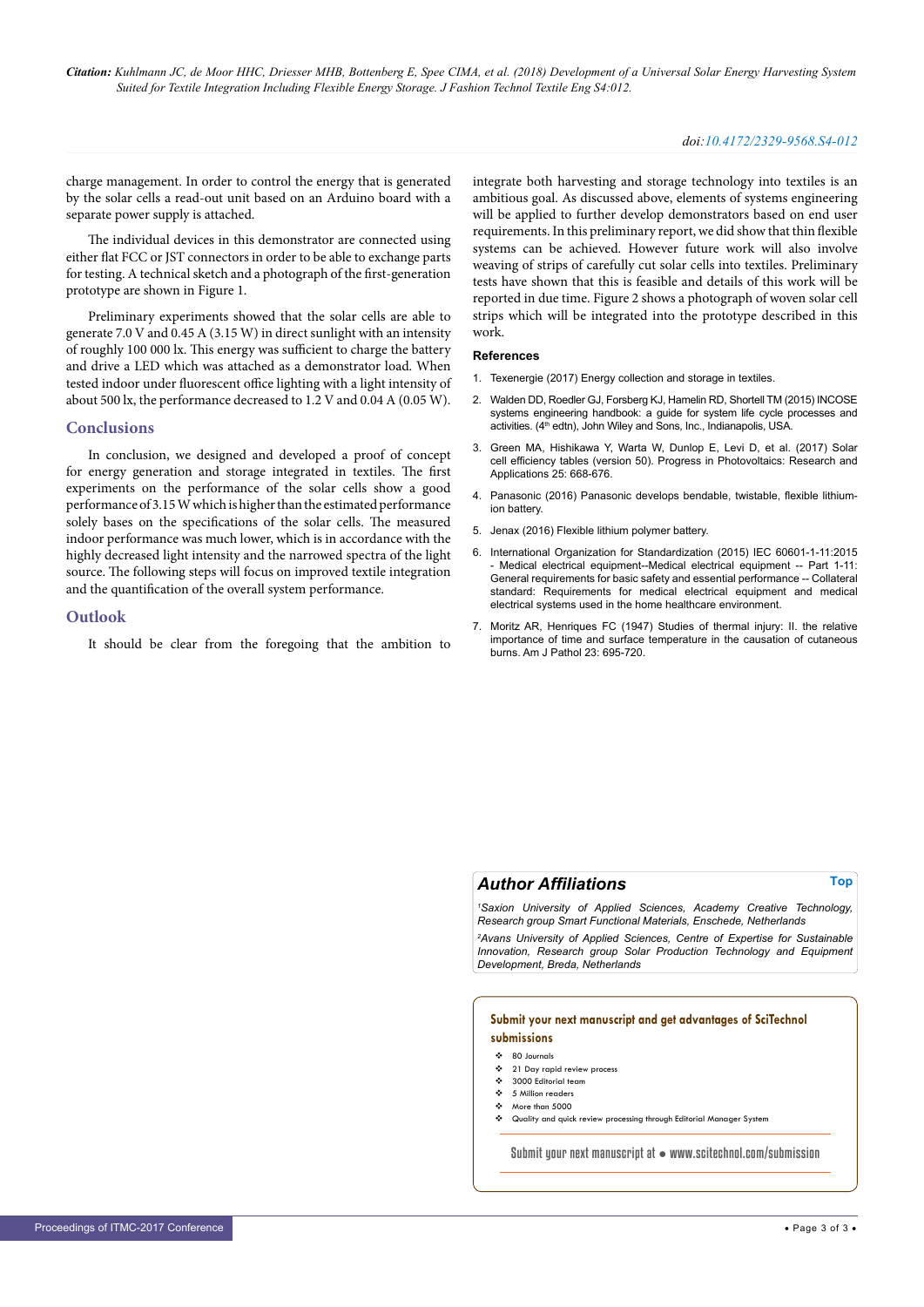charge management. In order to control the energy that is generated by the solar cells a read-out unit based on an Arduino board with a separate power supply is attached.

The individual devices in this demonstrator are connected using either flat FCC or JST connectors in order to be able to exchange parts for testing. A technical sketch and a photograph of the first-generation prototype are shown in Figure 1.

Preliminary experiments showed that the solar cells are able to generate 7.0 V and 0.45 A (3.15 W) in direct sunlight with an intensity of roughly 100 000 lx. This energy was sufficient to charge the battery and drive a LED which was attached as a demonstrator load. When tested indoor under fluorescent office lighting with a light intensity of about 500 lx, the performance decreased to 1.2 V and 0.04 A (0.05 W).

## Conclusions

In conclusion, we designed and developed a proof of concept for energy generation and storage integrated in textiles. The first experiments on the performance of the solar cells show a good performance of 3.15 W which is higher than the estimated performance solely bases on the specifications of the solar cells. The measured indoor performance was much lower, which is in accordance with the highly decreased light intensity and the narrowed spectra of the light source. The following steps will focus on improved textile integration and the quantification of the overall system performance.

## Outlook

It should be clear from the foregoing that the ambition to integrate both harvesting and storage technology into textiles is an ambitious goal. As discussed above, elements of systems engineering will be applied to further develop demonstrators based on end user requirements. In this preliminary report, we did show that thin flexible systems can be achieved. However future work will also involve weaving of strips of carefully cut solar cells into textiles. Preliminary tests have shown that this is feasible and details of this work will be reported in due time. Figure 2 shows a photograph of woven solar cell strips which will be integrated into the prototype described in this work.

### References

1. Texenergie (2017) Energy collection and storage in textiles.
2. Walden DD, Roedler GJ, Forsberg KJ, Hamelin RD, Shortell TM (2015) INCOSE systems engineering handbook: a guide for system life cycle processes and activities. (4th edtn), John Wiley and Sons, Inc., Indianapolis, USA.
3. Green MA, Hishikawa Y, Warta W, Dunlop E, Levi D, et al. (2017) Solar cell efficiency tables (version 50). Progress in Photovoltaics: Research and Applications 25: 668-676.
4. Panasonic (2016) Panasonic develops bendable, twistable, flexible lithium-ion battery.
5. Jenax (2016) Flexible lithium polymer battery.
6. International Organization for Standardization (2015) IEC 60601-1-11:2015 - Medical electrical equipment--Medical electrical equipment -- Part 1-11: General requirements for basic safety and essential performance -- Collateral standard: Requirements for medical electrical equipment and medical electrical systems used in the home healthcare environment.
7. Moritz AR, Henriques FC (1947) Studies of thermal injury: II. the relative importance of time and surface temperature in the causation of cutaneous burns. Am J Pathol 23: 695-720.

### Author Affiliations

[1]Saxion University of Applied Sciences, Academy Creative Technology, Research group Smart Functional Materials, Enschede, Netherlands

[2]Avans University of Applied Sciences, Centre of Expertise for Sustainable Innovation, Research group Solar Production Technology and Equipment Development, Breda, Netherlands